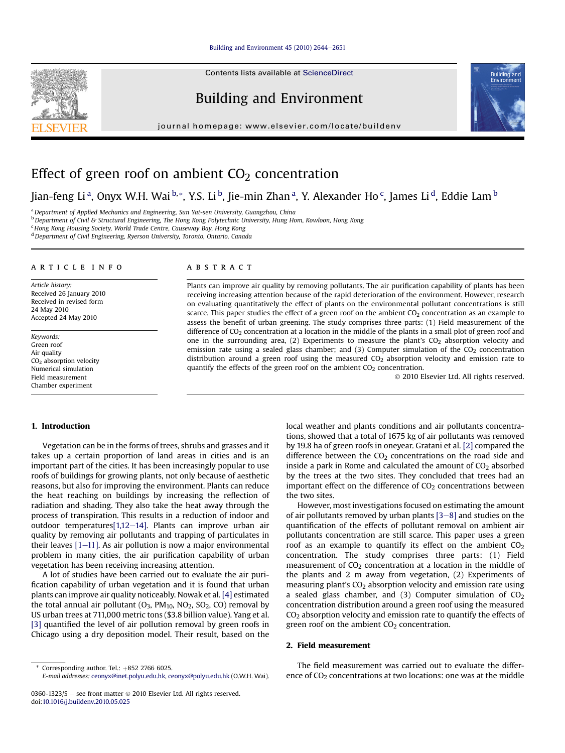# Effect of green roof on ambient $CO_2$ concentration

Jian-feng Li [a], Onyx W.H. Wai [b,*], Y.S. Li [b], Jie-min Zhan [a], Y. Alexander Ho [c], James Li [d], Eddie Lam [b]

[a] Department of Applied Mechanics and Engineering, Sun Yat-sen University, Guangzhou, China
[b] Department of Civil & Structural Engineering, The Hong Kong Polytechnic University, Hung Hom, Kowloon, Hong Kong
[c] Hong Kong Housing Society, World Trade Centre, Causeway Bay, Hong Kong
[d] Department of Civil Engineering, Ryerson University, Toronto, Ontario, Canada

**ARTICLE INFO**

*Article history:*
Received 26 January 2010
Received in revised form
24 May 2010
Accepted 24 May 2010

*Keywords:*
Green roof
Air quality
$CO_2$ absorption velocity
Numerical simulation
Field measurement
Chamber experiment

**ABSTRACT**

Plants can improve air quality by removing pollutants. The air purification capability of plants has been receiving increasing attention because of the rapid deterioration of the environment. However, research on evaluating quantitatively the effect of plants on the environmental pollutant concentrations is still scarce. This paper studies the effect of a green roof on the ambient $CO_2$ concentration as an example to assess the benefit of urban greening. The study comprises three parts: (1) Field measurement of the difference of $CO_2$ concentration at a location in the middle of the plants in a small plot of green roof and one in the surrounding area, (2) Experiments to measure the plant's $CO_2$ absorption velocity and emission rate using a sealed glass chamber; and (3) Computer simulation of the $CO_2$ concentration distribution around a green roof using the measured $CO_2$ absorption velocity and emission rate to quantify the effects of the green roof on the ambient $CO_2$ concentration.

© 2010 Elsevier Ltd. All rights reserved.

## 1. Introduction

Vegetation can be in the forms of trees, shrubs and grasses and it takes up a certain proportion of land areas in cities and is an important part of the cities. It has been increasingly popular to use roofs of buildings for growing plants, not only because of aesthetic reasons, but also for improving the environment. Plants can reduce the heat reaching on buildings by increasing the reflection of radiation and shading. They also take the heat away through the process of transpiration. This results in a reduction of indoor and outdoor temperatures[1,12–14]. Plants can improve urban air quality by removing air pollutants and trapping of particulates in their leaves [1–11]. As air pollution is now a major environmental problem in many cities, the air purification capability of urban vegetation has been receiving increasing attention.

A lot of studies have been carried out to evaluate the air purification capability of urban vegetation and it is found that urban plants can improve air quality noticeably. Nowak et al. [4] estimated the total annual air pollutant ($O_3$, $PM_{10}$, $NO_2$, $SO_2$, CO) removal by US urban trees at 711,000 metric tons ($3.8 billion value). Yang et al. [3] quantified the level of air pollution removal by green roofs in Chicago using a dry deposition model. Their result, based on the local weather and plants conditions and air pollutants concentrations, showed that a total of 1675 kg of air pollutants was removed by 19.8 ha of green roofs in oneyear. Gratani et al. [2] compared the difference between the $CO_2$ concentrations on the road side and inside a park in Rome and calculated the amount of $CO_2$ absorbed by the trees at the two sites. They concluded that trees had an important effect on the difference of $CO_2$ concentrations between the two sites.

However, most investigations focused on estimating the amount of air pollutants removed by urban plants [3–8] and studies on the quantification of the effects of pollutant removal on ambient air pollutants concentration are still scarce. This paper uses a green roof as an example to quantify its effect on the ambient $CO_2$ concentration. The study comprises three parts: (1) Field measurement of $CO_2$ concentration at a location in the middle of the plants and 2 m away from vegetation, (2) Experiments of measuring plant's $CO_2$ absorption velocity and emission rate using a sealed glass chamber, and (3) Computer simulation of $CO_2$ concentration distribution around a green roof using the measured $CO_2$ absorption velocity and emission rate to quantify the effects of green roof on the ambient $CO_2$ concentration.

## 2. Field measurement

The field measurement was carried out to evaluate the difference of $CO_2$ concentrations at two locations: one was at the middle

---

* Corresponding author. Tel.: +852 2766 6025.
E-mail addresses: ceonyx@inet.polyu.edu.hk, ceonyx@polyu.edu.hk (O.W.H. Wai).

0360-1323/$ – see front matter © 2010 Elsevier Ltd. All rights reserved.
doi:10.1016/j.buildenv.2010.05.025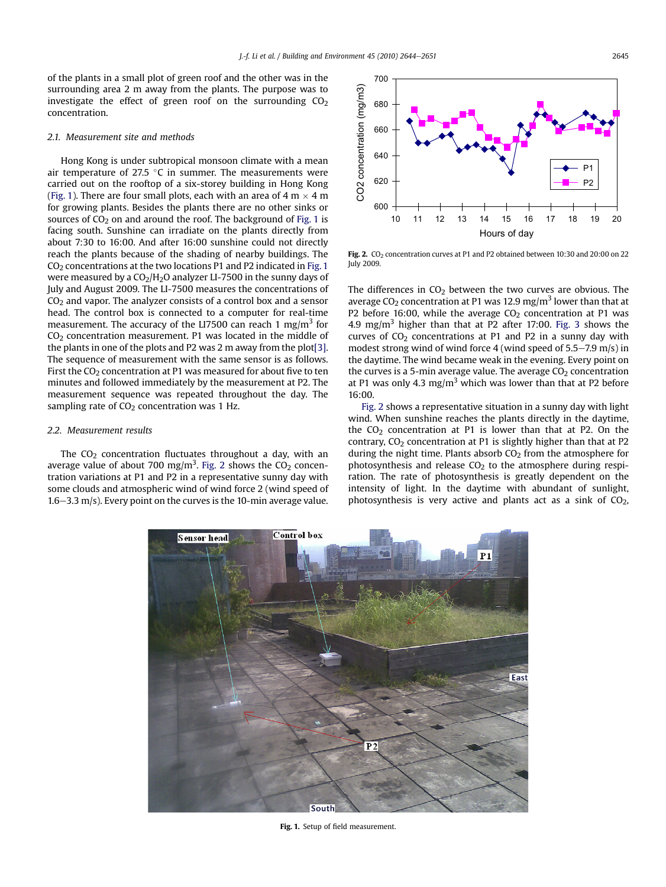of the plants in a small plot of green roof and the other was in the surrounding area 2 m away from the plants. The purpose was to investigate the effect of green roof on the surrounding $CO_2$ concentration.

### 2.1. Measurement site and methods

Hong Kong is under subtropical monsoon climate with a mean air temperature of 27.5 °C in summer. The measurements were carried out on the rooftop of a six-storey building in Hong Kong (Fig. 1). There are four small plots, each with an area of 4 m × 4 m for growing plants. Besides the plants there are no other sinks or sources of $CO_2$ on and around the roof. The background of Fig. 1 is facing south. Sunshine can irradiate on the plants directly from about 7:30 to 16:00. And after 16:00 sunshine could not directly reach the plants because of the shading of nearby buildings. The $CO_2$ concentrations at the two locations P1 and P2 indicated in Fig. 1 were measured by a $CO_2$/$H_2O$ analyzer LI-7500 in the sunny days of July and August 2009. The LI-7500 measures the concentrations of $CO_2$ and vapor. The analyzer consists of a control box and a sensor head. The control box is connected to a computer for real-time measurement. The accuracy of the LI7500 can reach 1 mg/m$^3$ for $CO_2$ concentration measurement. P1 was located in the middle of the plants in one of the plots and P2 was 2 m away from the plot[3]. The sequence of measurement with the same sensor is as follows. First the $CO_2$ concentration at P1 was measured for about five to ten minutes and followed immediately by the measurement at P2. The measurement sequence was repeated throughout the day. The sampling rate of $CO_2$ concentration was 1 Hz.

### 2.2. Measurement results

The $CO_2$ concentration fluctuates throughout a day, with an average value of about 700 mg/m$^3$. Fig. 2 shows the $CO_2$ concentration variations at P1 and P2 in a representative sunny day with some clouds and atmospheric wind of wind force 2 (wind speed of 1.6–3.3 m/s). Every point on the curves is the 10-min average value.

**Fig. 2.** $CO_2$ concentration curves at P1 and P2 obtained between 10:30 and 20:00 on 22 July 2009.

The differences in $CO_2$ between the two curves are obvious. The average $CO_2$ concentration at P1 was 12.9 mg/m$^3$ lower than that at P2 before 16:00, while the average $CO_2$ concentration at P1 was 4.9 mg/m$^3$ higher than that at P2 after 17:00. Fig. 3 shows the curves of $CO_2$ concentrations at P1 and P2 in a sunny day with modest strong wind of wind force 4 (wind speed of 5.5–7.9 m/s) in the daytime. The wind became weak in the evening. Every point on the curves is a 5-min average value. The average $CO_2$ concentration at P1 was only 4.3 mg/m$^3$ which was lower than that at P2 before 16:00.

Fig. 2 shows a representative situation in a sunny day with light wind. When sunshine reaches the plants directly in the daytime, the $CO_2$ concentration at P1 is lower than that at P2. On the contrary, $CO_2$ concentration at P1 is slightly higher than that at P2 during the night time. Plants absorb $CO_2$ from the atmosphere for photosynthesis and release $CO_2$ to the atmosphere during respiration. The rate of photosynthesis is greatly dependent on the intensity of light. In the daytime with abundant of sunlight, photosynthesis is very active and plants act as a sink of $CO_2$,

**Fig. 1.** Setup of field measurement.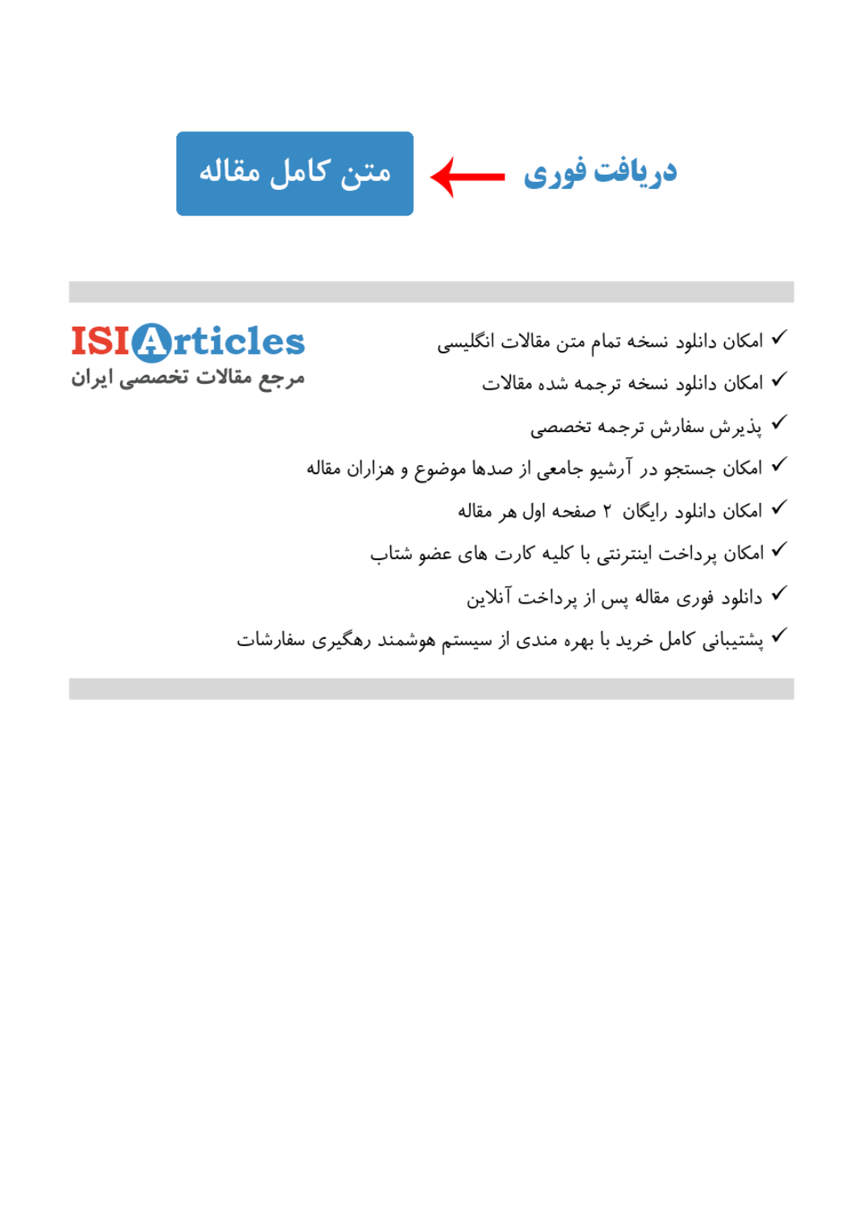دریافت فوری ← متن کامل مقاله

**ISIArticles**
مرجع مقالات تخصصی ایران

- ✓ امکان دانلود نسخه تمام متن مقالات انگلیسی
- ✓ امکان دانلود نسخه ترجمه شده مقالات
- ✓ پذیرش سفارش ترجمه تخصصی
- ✓ امکان جستجو در آرشیو جامعی از صدها موضوع و هزاران مقاله
- ✓ امکان دانلود رایگان ۲ صفحه اول هر مقاله
- ✓ امکان پرداخت اینترنتی با کلیه کارت های عضو شتاب
- ✓ دانلود فوری مقاله پس از پرداخت آنلاین
- ✓ پشتیبانی کامل خرید با بهره مندی از سیستم هوشمند رهگیری سفارشات